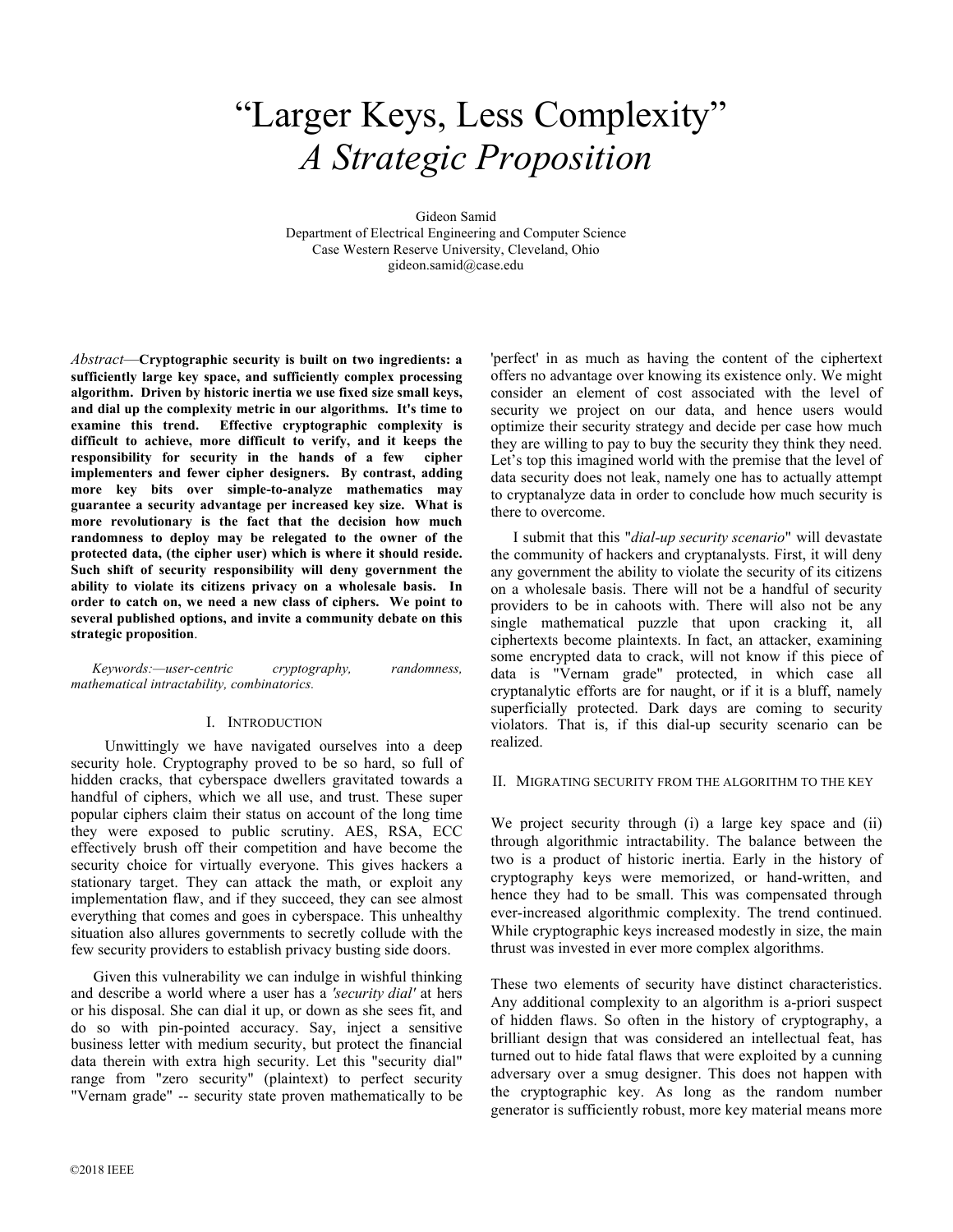# "Larger Keys, Less Complexity"
## *A Strategic Proposition*

Gideon Samid
Department of Electrical Engineering and Computer Science
Case Western Reserve University, Cleveland, Ohio
gideon.samid@case.edu

*Abstract*—**Cryptographic security is built on two ingredients: a sufficiently large key space, and sufficiently complex processing algorithm. Driven by historic inertia we use fixed size small keys, and dial up the complexity metric in our algorithms. It's time to examine this trend. Effective cryptographic complexity is difficult to achieve, more difficult to verify, and it keeps the responsibility for security in the hands of a few cipher implementers and fewer cipher designers. By contrast, adding more key bits over simple-to-analyze mathematics may guarantee a security advantage per increased key size. What is more revolutionary is the fact that the decision how much randomness to deploy may be relegated to the owner of the protected data, (the cipher user) which is where it should reside. Such shift of security responsibility will deny government the ability to violate its citizens privacy on a wholesale basis. In order to catch on, we need a new class of ciphers. We point to several published options, and invite a community debate on this strategic proposition**.

*Keywords:—user-centric cryptography, randomness, mathematical intractability, combinatorics.*

## I. Introduction

Unwittingly we have navigated ourselves into a deep security hole. Cryptography proved to be so hard, so full of hidden cracks, that cyberspace dwellers gravitated towards a handful of ciphers, which we all use, and trust. These super popular ciphers claim their status on account of the long time they were exposed to public scrutiny. AES, RSA, ECC effectively brush off their competition and have become the security choice for virtually everyone. This gives hackers a stationary target. They can attack the math, or exploit any implementation flaw, and if they succeed, they can see almost everything that comes and goes in cyberspace. This unhealthy situation also allures governments to secretly collude with the few security providers to establish privacy busting side doors.

Given this vulnerability we can indulge in wishful thinking and describe a world where a user has a *'security dial'* at hers or his disposal. She can dial it up, or down as she sees fit, and do so with pin-pointed accuracy. Say, inject a sensitive business letter with medium security, but protect the financial data therein with extra high security. Let this "security dial" range from "zero security" (plaintext) to perfect security "Vernam grade" -- security state proven mathematically to be 'perfect' in as much as having the content of the ciphertext offers no advantage over knowing its existence only. We might consider an element of cost associated with the level of security we project on our data, and hence users would optimize their security strategy and decide per case how much they are willing to pay to buy the security they think they need. Let's top this imagined world with the premise that the level of data security does not leak, namely one has to actually attempt to cryptanalyze data in order to conclude how much security is there to overcome.

I submit that this "*dial-up security scenario*" will devastate the community of hackers and cryptanalysts. First, it will deny any government the ability to violate the security of its citizens on a wholesale basis. There will not be a handful of security providers to be in cahoots with. There will also not be any single mathematical puzzle that upon cracking it, all ciphertexts become plaintexts. In fact, an attacker, examining some encrypted data to crack, will not know if this piece of data is "Vernam grade" protected, in which case all cryptanalytic efforts are for naught, or if it is a bluff, namely superficially protected. Dark days are coming to security violators. That is, if this dial-up security scenario can be realized.

## II. Migrating security from the algorithm to the key

We project security through (i) a large key space and (ii) through algorithmic intractability. The balance between the two is a product of historic inertia. Early in the history of cryptography keys were memorized, or hand-written, and hence they had to be small. This was compensated through ever-increased algorithmic complexity. The trend continued. While cryptographic keys increased modestly in size, the main thrust was invested in ever more complex algorithms.

These two elements of security have distinct characteristics. Any additional complexity to an algorithm is a-priori suspect of hidden flaws. So often in the history of cryptography, a brilliant design that was considered an intellectual feat, has turned out to hide fatal flaws that were exploited by a cunning adversary over a smug designer. This does not happen with the cryptographic key. As long as the random number generator is sufficiently robust, more key material means more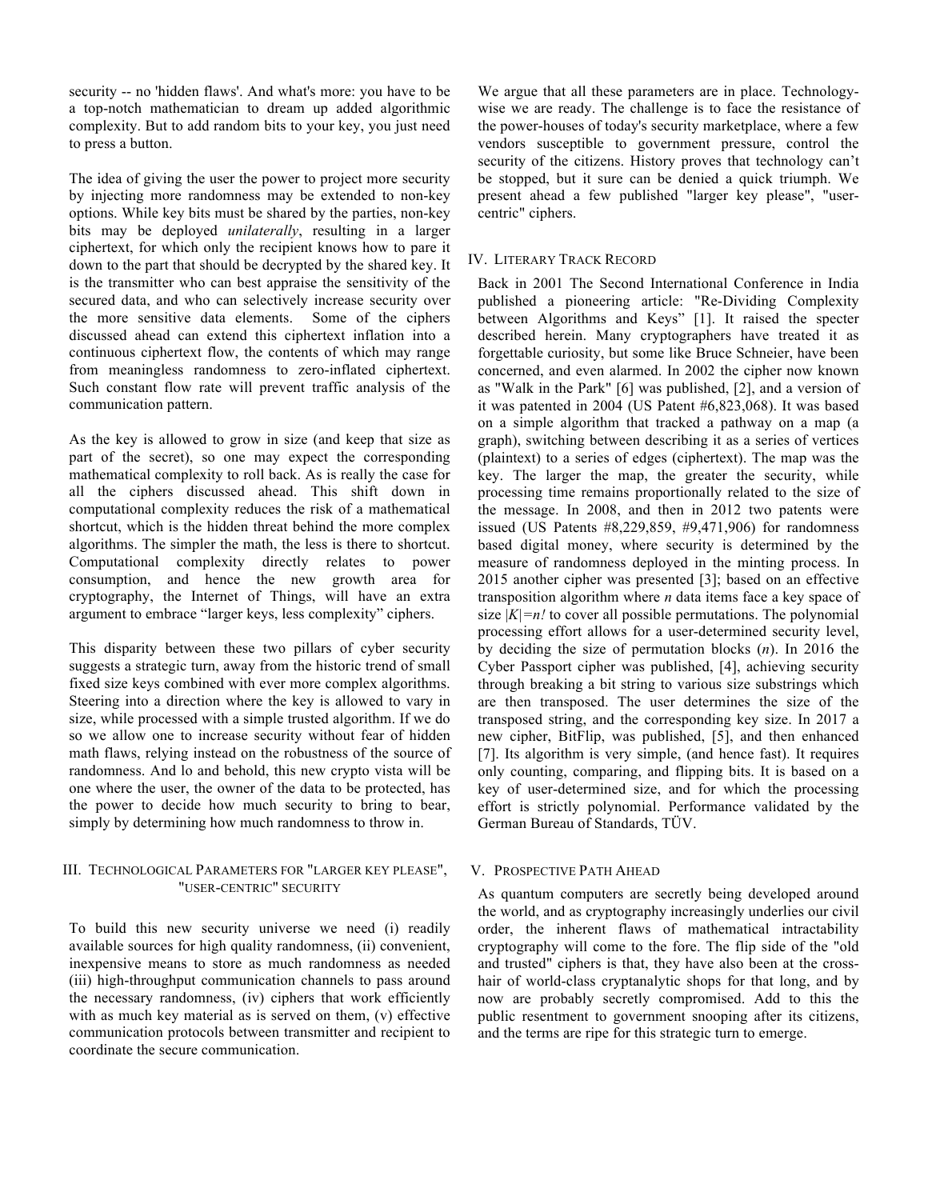security -- no 'hidden flaws'. And what's more: you have to be a top-notch mathematician to dream up added algorithmic complexity. But to add random bits to your key, you just need to press a button.

The idea of giving the user the power to project more security by injecting more randomness may be extended to non-key options. While key bits must be shared by the parties, non-key bits may be deployed *unilaterally*, resulting in a larger ciphertext, for which only the recipient knows how to pare it down to the part that should be decrypted by the shared key. It is the transmitter who can best appraise the sensitivity of the secured data, and who can selectively increase security over the more sensitive data elements. Some of the ciphers discussed ahead can extend this ciphertext inflation into a continuous ciphertext flow, the contents of which may range from meaningless randomness to zero-inflated ciphertext. Such constant flow rate will prevent traffic analysis of the communication pattern.

As the key is allowed to grow in size (and keep that size as part of the secret), so one may expect the corresponding mathematical complexity to roll back. As is really the case for all the ciphers discussed ahead. This shift down in computational complexity reduces the risk of a mathematical shortcut, which is the hidden threat behind the more complex algorithms. The simpler the math, the less is there to shortcut. Computational complexity directly relates to power consumption, and hence the new growth area for cryptography, the Internet of Things, will have an extra argument to embrace "larger keys, less complexity" ciphers.

This disparity between these two pillars of cyber security suggests a strategic turn, away from the historic trend of small fixed size keys combined with ever more complex algorithms. Steering into a direction where the key is allowed to vary in size, while processed with a simple trusted algorithm. If we do so we allow one to increase security without fear of hidden math flaws, relying instead on the robustness of the source of randomness. And lo and behold, this new crypto vista will be one where the user, the owner of the data to be protected, has the power to decide how much security to bring to bear, simply by determining how much randomness to throw in.

## III. Technological Parameters for "Larger Key Please", "User-Centric" Security

To build this new security universe we need (i) readily available sources for high quality randomness, (ii) convenient, inexpensive means to store as much randomness as needed (iii) high-throughput communication channels to pass around the necessary randomness, (iv) ciphers that work efficiently with as much key material as is served on them, (v) effective communication protocols between transmitter and recipient to coordinate the secure communication.

We argue that all these parameters are in place. Technology-wise we are ready. The challenge is to face the resistance of the power-houses of today's security marketplace, where a few vendors susceptible to government pressure, control the security of the citizens. History proves that technology can't be stopped, but it sure can be denied a quick triumph. We present ahead a few published "larger key please", "user-centric" ciphers.

## IV. Literary Track Record

Back in 2001 The Second International Conference in India published a pioneering article: "Re-Dividing Complexity between Algorithms and Keys" [1]. It raised the specter described herein. Many cryptographers have treated it as forgettable curiosity, but some like Bruce Schneier, have been concerned, and even alarmed. In 2002 the cipher now known as "Walk in the Park" [6] was published, [2], and a version of it was patented in 2004 (US Patent #6,823,068). It was based on a simple algorithm that tracked a pathway on a map (a graph), switching between describing it as a series of vertices (plaintext) to a series of edges (ciphertext). The map was the key. The larger the map, the greater the security, while processing time remains proportionally related to the size of the message. In 2008, and then in 2012 two patents were issued (US Patents #8,229,859, #9,471,906) for randomness based digital money, where security is determined by the measure of randomness deployed in the minting process. In 2015 another cipher was presented [3]; based on an effective transposition algorithm where $n$ data items face a key space of size $|K|=n!$ to cover all possible permutations. The polynomial processing effort allows for a user-determined security level, by deciding the size of permutation blocks ($n$). In 2016 the Cyber Passport cipher was published, [4], achieving security through breaking a bit string to various size substrings which are then transposed. The user determines the size of the transposed string, and the corresponding key size. In 2017 a new cipher, BitFlip, was published, [5], and then enhanced [7]. Its algorithm is very simple, (and hence fast). It requires only counting, comparing, and flipping bits. It is based on a key of user-determined size, and for which the processing effort is strictly polynomial. Performance validated by the German Bureau of Standards, TÜV.

## V. Prospective Path Ahead

As quantum computers are secretly being developed around the world, and as cryptography increasingly underlies our civil order, the inherent flaws of mathematical intractability cryptography will come to the fore. The flip side of the "old and trusted" ciphers is that, they have also been at the cross-hair of world-class cryptanalytic shops for that long, and by now are probably secretly compromised. Add to this the public resentment to government snooping after its citizens, and the terms are ripe for this strategic turn to emerge.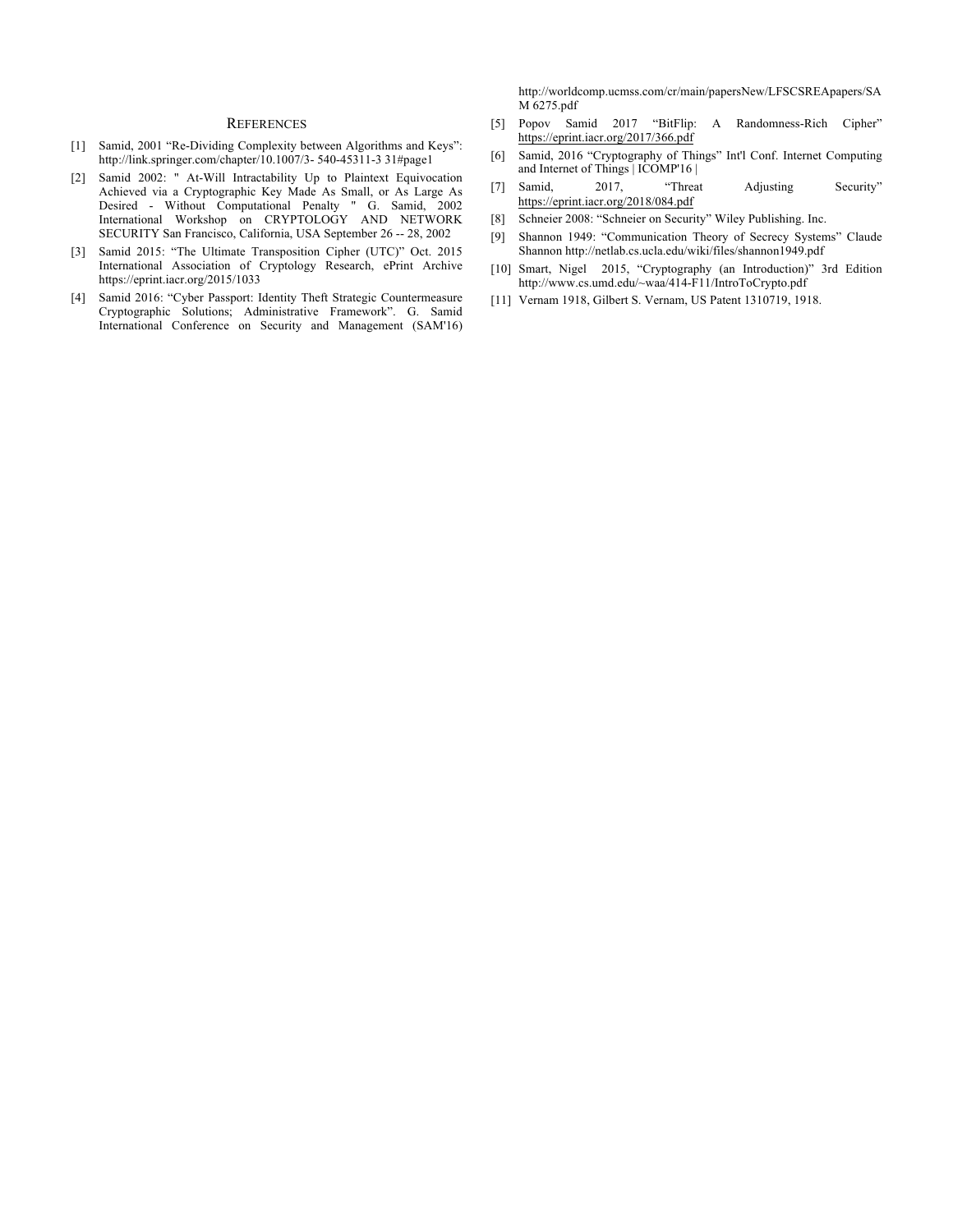## REFERENCES

[1] Samid, 2001 "Re-Dividing Complexity between Algorithms and Keys": http://link.springer.com/chapter/10.1007/3- 540-45311-3 31#page1

[2] Samid 2002: " At-Will Intractability Up to Plaintext Equivocation Achieved via a Cryptographic Key Made As Small, or As Large As Desired - Without Computational Penalty " G. Samid, 2002 International Workshop on CRYPTOLOGY AND NETWORK SECURITY San Francisco, California, USA September 26 -- 28, 2002

[3] Samid 2015: "The Ultimate Transposition Cipher (UTC)" Oct. 2015 International Association of Cryptology Research, ePrint Archive https://eprint.iacr.org/2015/1033

[4] Samid 2016: "Cyber Passport: Identity Theft Strategic Countermeasure Cryptographic Solutions; Administrative Framework". G. Samid International Conference on Security and Management (SAM'16) http://worldcomp.ucmss.com/cr/main/papersNew/LFSCSREApapers/SAM 6275.pdf

[5] Popov Samid 2017 "BitFlip: A Randomness-Rich Cipher" https://eprint.iacr.org/2017/366.pdf

[6] Samid, 2016 "Cryptography of Things" Int'l Conf. Internet Computing and Internet of Things | ICOMP'16 |

[7] Samid, 2017, "Threat Adjusting Security" https://eprint.iacr.org/2018/084.pdf

[8] Schneier 2008: "Schneier on Security" Wiley Publishing. Inc.

[9] Shannon 1949: "Communication Theory of Secrecy Systems" Claude Shannon http://netlab.cs.ucla.edu/wiki/files/shannon1949.pdf

[10] Smart, Nigel 2015, "Cryptography (an Introduction)" 3rd Edition http://www.cs.umd.edu/~waa/414-F11/IntroToCrypto.pdf

[11] Vernam 1918, Gilbert S. Vernam, US Patent 1310719, 1918.